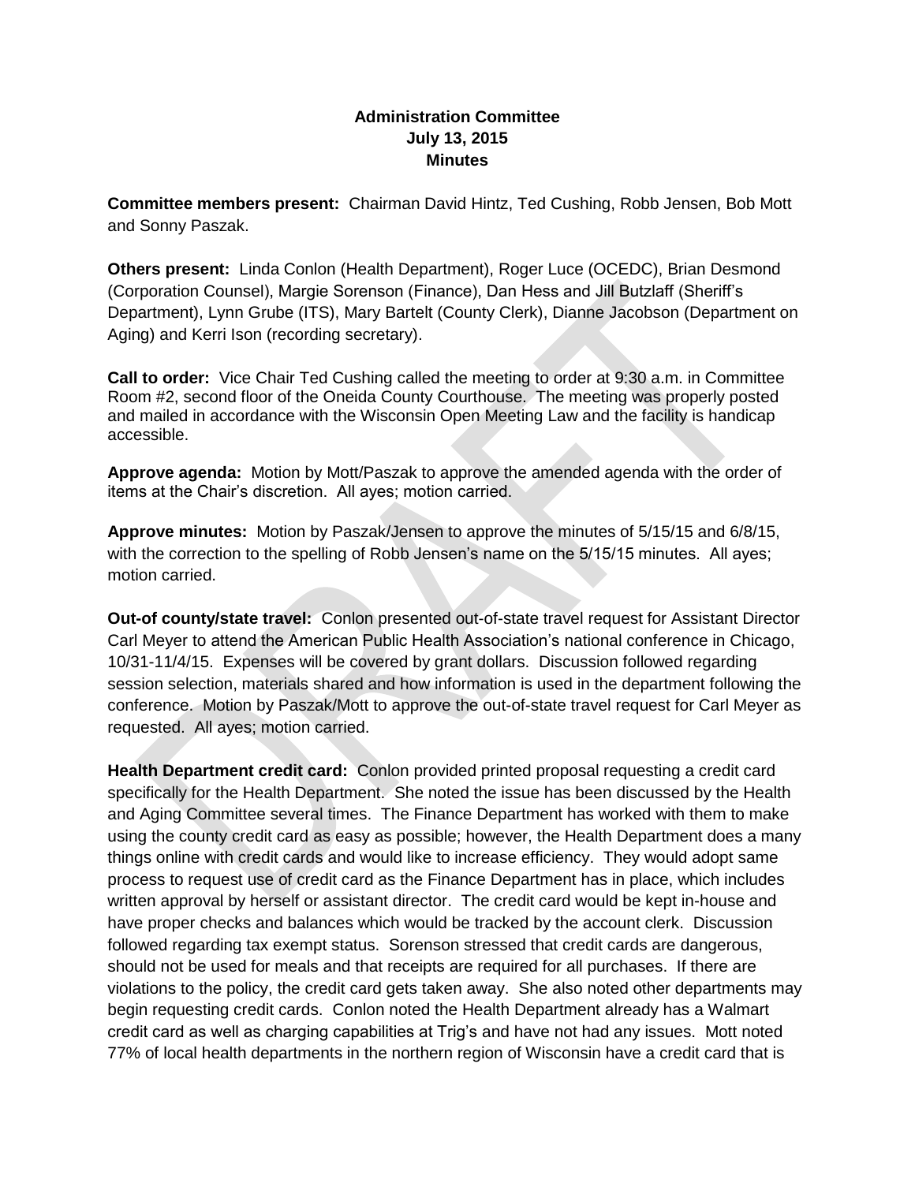**Administration Committee**
**July 13, 2015**
**Minutes**

**Committee members present:** Chairman David Hintz, Ted Cushing, Robb Jensen, Bob Mott and Sonny Paszak.

**Others present:** Linda Conlon (Health Department), Roger Luce (OCEDC), Brian Desmond (Corporation Counsel), Margie Sorenson (Finance), Dan Hess and Jill Butzlaff (Sheriff's Department), Lynn Grube (ITS), Mary Bartelt (County Clerk), Dianne Jacobson (Department on Aging) and Kerri Ison (recording secretary).

**Call to order:** Vice Chair Ted Cushing called the meeting to order at 9:30 a.m. in Committee Room #2, second floor of the Oneida County Courthouse. The meeting was properly posted and mailed in accordance with the Wisconsin Open Meeting Law and the facility is handicap accessible.

**Approve agenda:** Motion by Mott/Paszak to approve the amended agenda with the order of items at the Chair's discretion. All ayes; motion carried.

**Approve minutes:** Motion by Paszak/Jensen to approve the minutes of 5/15/15 and 6/8/15, with the correction to the spelling of Robb Jensen's name on the 5/15/15 minutes. All ayes; motion carried.

**Out-of county/state travel:** Conlon presented out-of-state travel request for Assistant Director Carl Meyer to attend the American Public Health Association's national conference in Chicago, 10/31-11/4/15. Expenses will be covered by grant dollars. Discussion followed regarding session selection, materials shared and how information is used in the department following the conference. Motion by Paszak/Mott to approve the out-of-state travel request for Carl Meyer as requested. All ayes; motion carried.

**Health Department credit card:** Conlon provided printed proposal requesting a credit card specifically for the Health Department. She noted the issue has been discussed by the Health and Aging Committee several times. The Finance Department has worked with them to make using the county credit card as easy as possible; however, the Health Department does a many things online with credit cards and would like to increase efficiency. They would adopt same process to request use of credit card as the Finance Department has in place, which includes written approval by herself or assistant director. The credit card would be kept in-house and have proper checks and balances which would be tracked by the account clerk. Discussion followed regarding tax exempt status. Sorenson stressed that credit cards are dangerous, should not be used for meals and that receipts are required for all purchases. If there are violations to the policy, the credit card gets taken away. She also noted other departments may begin requesting credit cards. Conlon noted the Health Department already has a Walmart credit card as well as charging capabilities at Trig's and have not had any issues. Mott noted 77% of local health departments in the northern region of Wisconsin have a credit card that is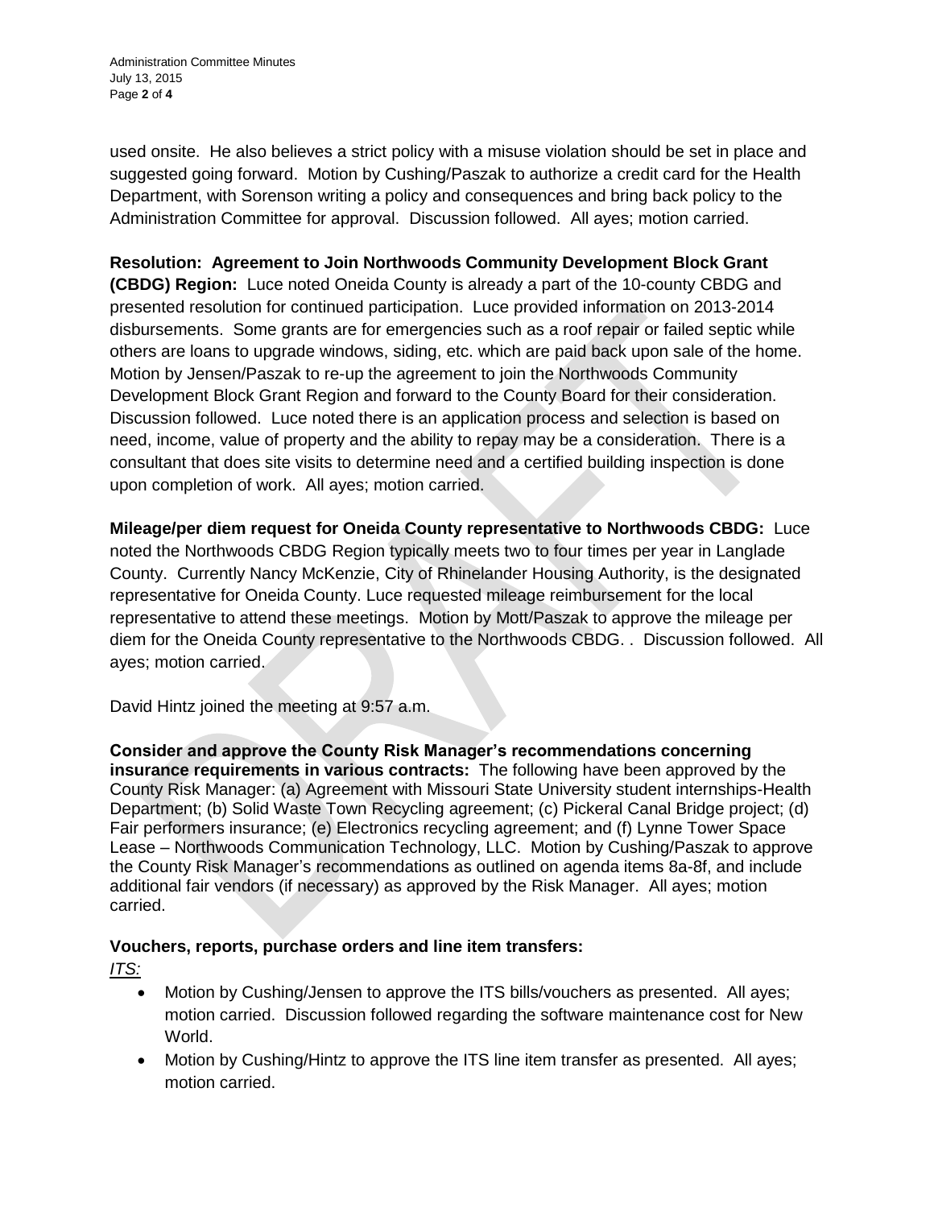used onsite. He also believes a strict policy with a misuse violation should be set in place and suggested going forward. Motion by Cushing/Paszak to authorize a credit card for the Health Department, with Sorenson writing a policy and consequences and bring back policy to the Administration Committee for approval. Discussion followed. All ayes; motion carried.

**Resolution: Agreement to Join Northwoods Community Development Block Grant (CBDG) Region:** Luce noted Oneida County is already a part of the 10-county CBDG and presented resolution for continued participation. Luce provided information on 2013-2014 disbursements. Some grants are for emergencies such as a roof repair or failed septic while others are loans to upgrade windows, siding, etc. which are paid back upon sale of the home. Motion by Jensen/Paszak to re-up the agreement to join the Northwoods Community Development Block Grant Region and forward to the County Board for their consideration. Discussion followed. Luce noted there is an application process and selection is based on need, income, value of property and the ability to repay may be a consideration. There is a consultant that does site visits to determine need and a certified building inspection is done upon completion of work. All ayes; motion carried.

**Mileage/per diem request for Oneida County representative to Northwoods CBDG:** Luce noted the Northwoods CBDG Region typically meets two to four times per year in Langlade County. Currently Nancy McKenzie, City of Rhinelander Housing Authority, is the designated representative for Oneida County. Luce requested mileage reimbursement for the local representative to attend these meetings. Motion by Mott/Paszak to approve the mileage per diem for the Oneida County representative to the Northwoods CBDG. . Discussion followed. All ayes; motion carried.

David Hintz joined the meeting at 9:57 a.m.

**Consider and approve the County Risk Manager's recommendations concerning insurance requirements in various contracts:** The following have been approved by the County Risk Manager: (a) Agreement with Missouri State University student internships-Health Department; (b) Solid Waste Town Recycling agreement; (c) Pickeral Canal Bridge project; (d) Fair performers insurance; (e) Electronics recycling agreement; and (f) Lynne Tower Space Lease – Northwoods Communication Technology, LLC. Motion by Cushing/Paszak to approve the County Risk Manager's recommendations as outlined on agenda items 8a-8f, and include additional fair vendors (if necessary) as approved by the Risk Manager. All ayes; motion carried.

**Vouchers, reports, purchase orders and line item transfers:**

*ITS:*

- Motion by Cushing/Jensen to approve the ITS bills/vouchers as presented. All ayes; motion carried. Discussion followed regarding the software maintenance cost for New World.
- Motion by Cushing/Hintz to approve the ITS line item transfer as presented. All ayes; motion carried.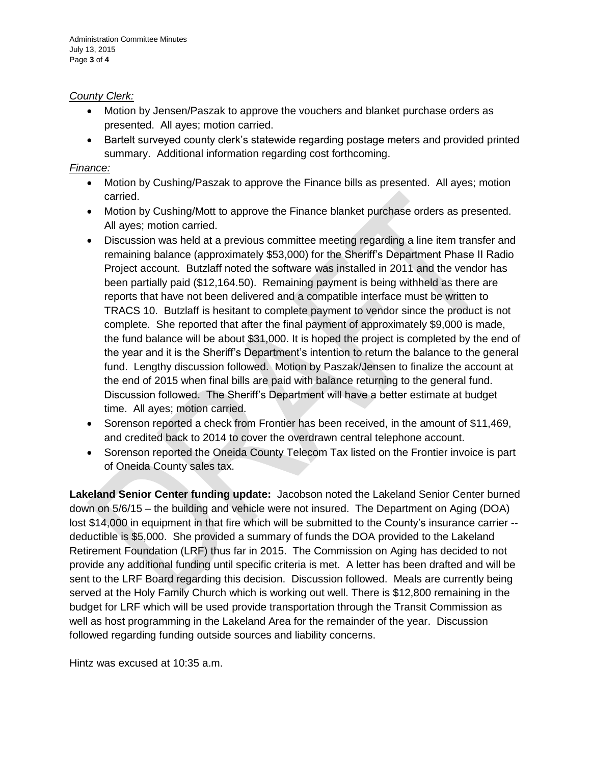*County Clerk:*

- Motion by Jensen/Paszak to approve the vouchers and blanket purchase orders as presented. All ayes; motion carried.
- Bartelt surveyed county clerk's statewide regarding postage meters and provided printed summary. Additional information regarding cost forthcoming.

*Finance:*

- Motion by Cushing/Paszak to approve the Finance bills as presented. All ayes; motion carried.
- Motion by Cushing/Mott to approve the Finance blanket purchase orders as presented. All ayes; motion carried.
- Discussion was held at a previous committee meeting regarding a line item transfer and remaining balance (approximately $53,000) for the Sheriff's Department Phase II Radio Project account. Butzlaff noted the software was installed in 2011 and the vendor has been partially paid ($12,164.50). Remaining payment is being withheld as there are reports that have not been delivered and a compatible interface must be written to TRACS 10. Butzlaff is hesitant to complete payment to vendor since the product is not complete. She reported that after the final payment of approximately $9,000 is made, the fund balance will be about $31,000. It is hoped the project is completed by the end of the year and it is the Sheriff's Department's intention to return the balance to the general fund. Lengthy discussion followed. Motion by Paszak/Jensen to finalize the account at the end of 2015 when final bills are paid with balance returning to the general fund. Discussion followed. The Sheriff's Department will have a better estimate at budget time. All ayes; motion carried.
- Sorenson reported a check from Frontier has been received, in the amount of $11,469, and credited back to 2014 to cover the overdrawn central telephone account.
- Sorenson reported the Oneida County Telecom Tax listed on the Frontier invoice is part of Oneida County sales tax.

**Lakeland Senior Center funding update:** Jacobson noted the Lakeland Senior Center burned down on 5/6/15 – the building and vehicle were not insured. The Department on Aging (DOA) lost $14,000 in equipment in that fire which will be submitted to the County's insurance carrier -- deductible is $5,000. She provided a summary of funds the DOA provided to the Lakeland Retirement Foundation (LRF) thus far in 2015. The Commission on Aging has decided to not provide any additional funding until specific criteria is met. A letter has been drafted and will be sent to the LRF Board regarding this decision. Discussion followed. Meals are currently being served at the Holy Family Church which is working out well. There is $12,800 remaining in the budget for LRF which will be used provide transportation through the Transit Commission as well as host programming in the Lakeland Area for the remainder of the year. Discussion followed regarding funding outside sources and liability concerns.

Hintz was excused at 10:35 a.m.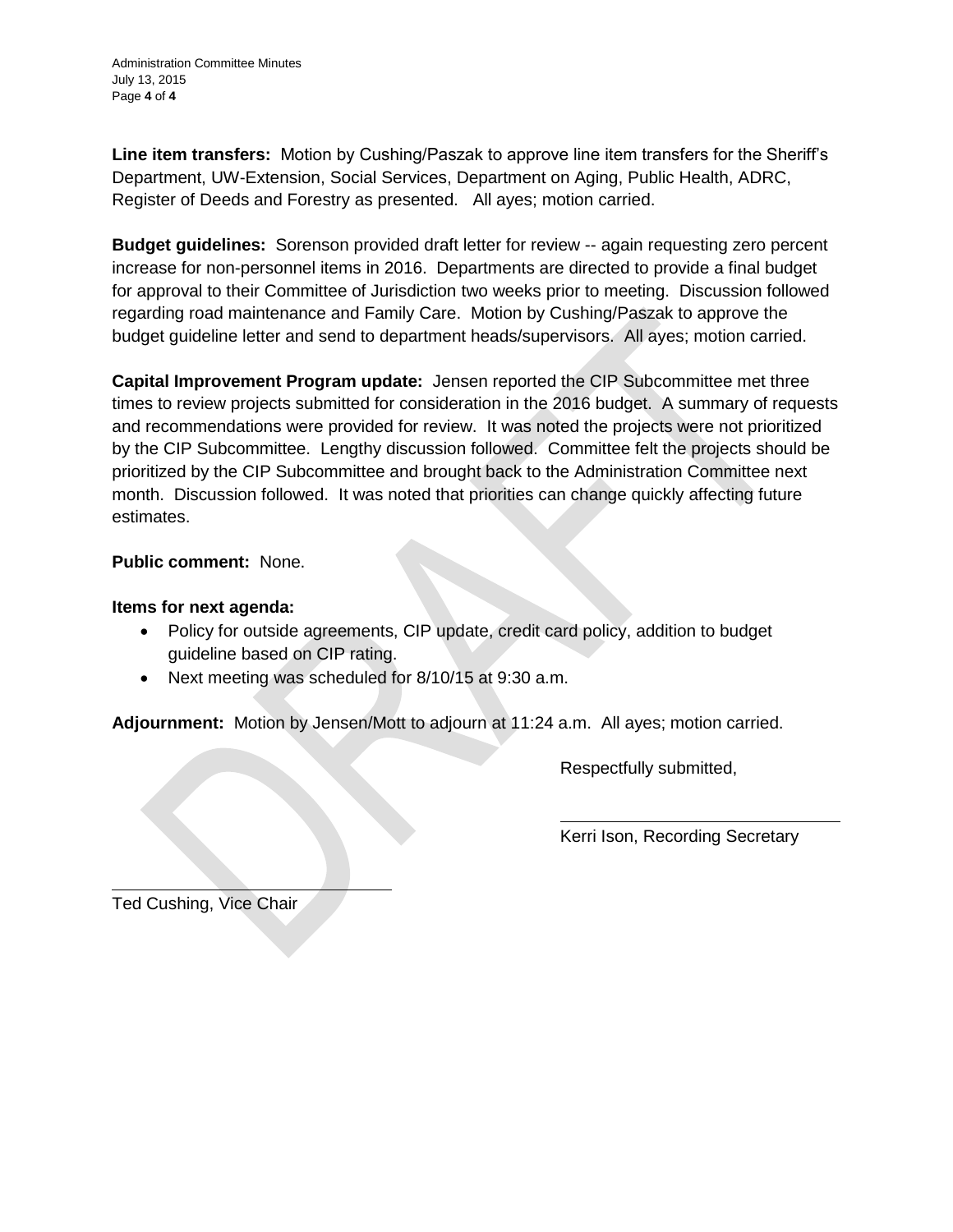**Line item transfers:** Motion by Cushing/Paszak to approve line item transfers for the Sheriff's Department, UW-Extension, Social Services, Department on Aging, Public Health, ADRC, Register of Deeds and Forestry as presented. All ayes; motion carried.

**Budget guidelines:** Sorenson provided draft letter for review -- again requesting zero percent increase for non-personnel items in 2016. Departments are directed to provide a final budget for approval to their Committee of Jurisdiction two weeks prior to meeting. Discussion followed regarding road maintenance and Family Care. Motion by Cushing/Paszak to approve the budget guideline letter and send to department heads/supervisors. All ayes; motion carried.

**Capital Improvement Program update:** Jensen reported the CIP Subcommittee met three times to review projects submitted for consideration in the 2016 budget. A summary of requests and recommendations were provided for review. It was noted the projects were not prioritized by the CIP Subcommittee. Lengthy discussion followed. Committee felt the projects should be prioritized by the CIP Subcommittee and brought back to the Administration Committee next month. Discussion followed. It was noted that priorities can change quickly affecting future estimates.

**Public comment:** None.

**Items for next agenda:**

- Policy for outside agreements, CIP update, credit card policy, addition to budget guideline based on CIP rating.
- Next meeting was scheduled for 8/10/15 at 9:30 a.m.

**Adjournment:** Motion by Jensen/Mott to adjourn at 11:24 a.m. All ayes; motion carried.

Respectfully submitted,

\_\_\_\_\_\_\_\_\_\_\_\_\_\_\_\_\_\_\_\_\_\_\_\_\_\_\_\_\_\_

Kerri Ison, Recording Secretary

\_\_\_\_\_\_\_\_\_\_\_\_\_\_\_\_\_\_\_\_\_\_\_\_\_\_\_\_\_\_

Ted Cushing, Vice Chair